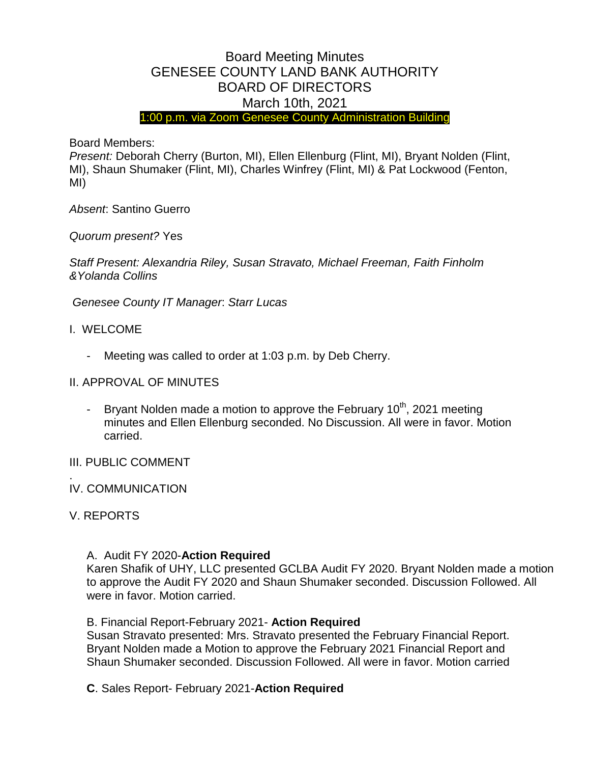# Board Meeting Minutes
# GENESEE COUNTY LAND BANK AUTHORITY
# BOARD OF DIRECTORS
# March 10th, 2021

1:00 p.m. via Zoom Genesee County Administration Building

Board Members:

*Present:* Deborah Cherry (Burton, MI), Ellen Ellenburg (Flint, MI), Bryant Nolden (Flint, MI), Shaun Shumaker (Flint, MI), Charles Winfrey (Flint, MI) & Pat Lockwood (Fenton, MI)

*Absent*: Santino Guerro

*Quorum present?* Yes

*Staff Present: Alexandria Riley, Susan Stravato, Michael Freeman, Faith Finholm &Yolanda Collins*

*Genesee County IT Manager*: *Starr Lucas*

I. WELCOME

- Meeting was called to order at 1:03 p.m. by Deb Cherry.

II. APPROVAL OF MINUTES

- Bryant Nolden made a motion to approve the February 10th, 2021 meeting minutes and Ellen Ellenburg seconded. No Discussion. All were in favor. Motion carried.

III. PUBLIC COMMENT

.

IV. COMMUNICATION

V. REPORTS

A. Audit FY 2020-**Action Required**

Karen Shafik of UHY, LLC presented GCLBA Audit FY 2020. Bryant Nolden made a motion to approve the Audit FY 2020 and Shaun Shumaker seconded. Discussion Followed. All were in favor. Motion carried.

B. Financial Report-February 2021- **Action Required**

Susan Stravato presented: Mrs. Stravato presented the February Financial Report. Bryant Nolden made a Motion to approve the February 2021 Financial Report and Shaun Shumaker seconded. Discussion Followed. All were in favor. Motion carried

**C**. Sales Report- February 2021-**Action Required**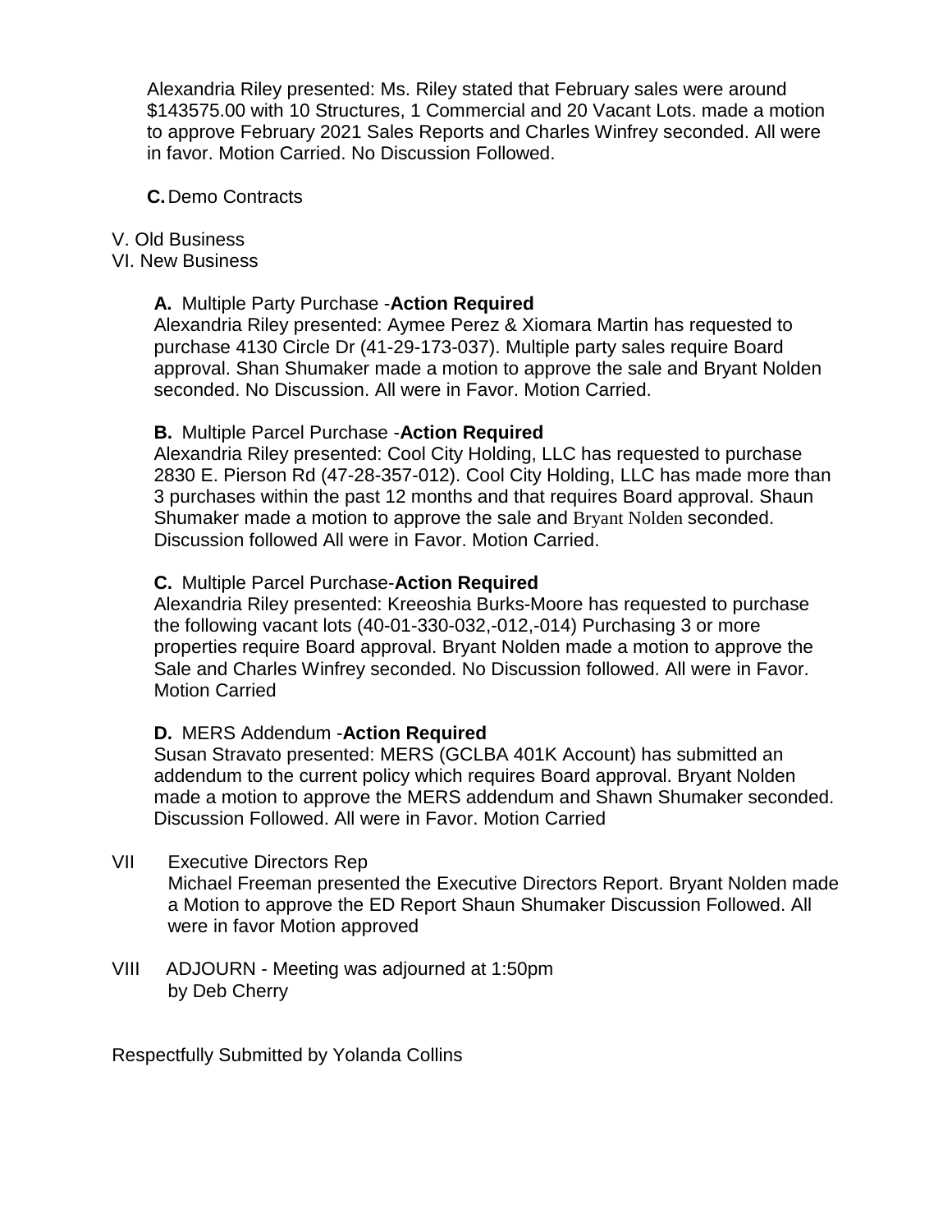Alexandria Riley presented: Ms. Riley stated that February sales were around $143575.00 with 10 Structures, 1 Commercial and 20 Vacant Lots. made a motion to approve February 2021 Sales Reports and Charles Winfrey seconded. All were in favor. Motion Carried. No Discussion Followed.

**C.** Demo Contracts

V. Old Business

VI. New Business

**A.** Multiple Party Purchase -**Action Required**

Alexandria Riley presented: Aymee Perez & Xiomara Martin has requested to purchase 4130 Circle Dr (41-29-173-037). Multiple party sales require Board approval. Shan Shumaker made a motion to approve the sale and Bryant Nolden seconded. No Discussion. All were in Favor. Motion Carried.

**B.** Multiple Parcel Purchase -**Action Required**

Alexandria Riley presented: Cool City Holding, LLC has requested to purchase 2830 E. Pierson Rd (47-28-357-012). Cool City Holding, LLC has made more than 3 purchases within the past 12 months and that requires Board approval. Shaun Shumaker made a motion to approve the sale and Bryant Nolden seconded. Discussion followed All were in Favor. Motion Carried.

**C.** Multiple Parcel Purchase-**Action Required**

Alexandria Riley presented: Kreeoshia Burks-Moore has requested to purchase the following vacant lots (40-01-330-032,-012,-014) Purchasing 3 or more properties require Board approval. Bryant Nolden made a motion to approve the Sale and Charles Winfrey seconded. No Discussion followed. All were in Favor. Motion Carried

**D.** MERS Addendum -**Action Required**

Susan Stravato presented: MERS (GCLBA 401K Account) has submitted an addendum to the current policy which requires Board approval. Bryant Nolden made a motion to approve the MERS addendum and Shawn Shumaker seconded. Discussion Followed. All were in Favor. Motion Carried

VII Executive Directors Rep

Michael Freeman presented the Executive Directors Report. Bryant Nolden made a Motion to approve the ED Report Shaun Shumaker Discussion Followed. All were in favor Motion approved

VIII ADJOURN - Meeting was adjourned at 1:50pm by Deb Cherry

Respectfully Submitted by Yolanda Collins